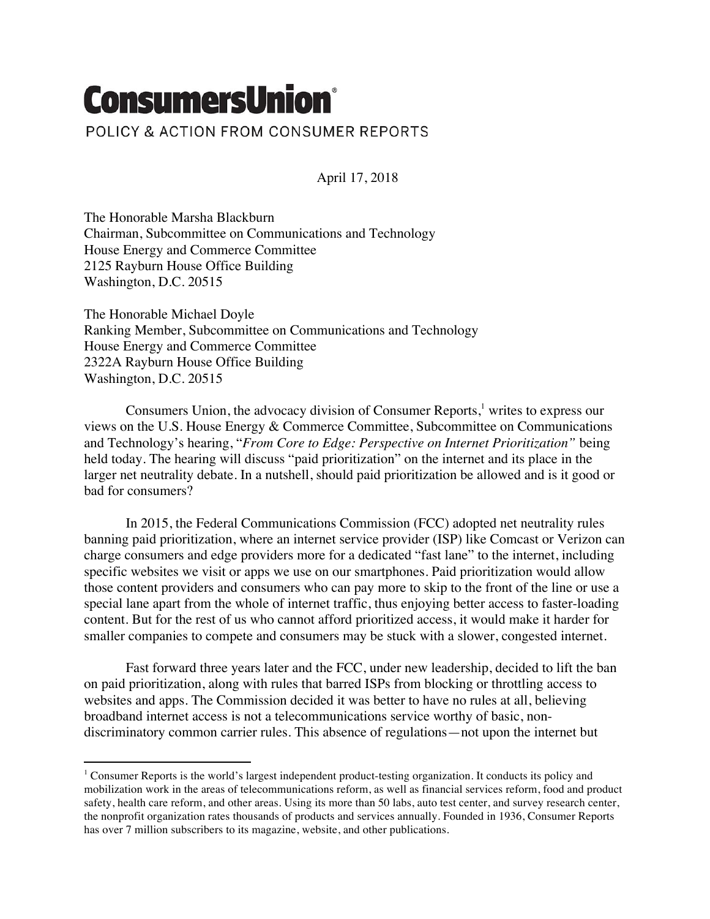# ConsumersUnion®

POLICY & ACTION FROM CONSUMER REPORTS

April 17, 2018

The Honorable Marsha Blackburn
Chairman, Subcommittee on Communications and Technology
House Energy and Commerce Committee
2125 Rayburn House Office Building
Washington, D.C. 20515

The Honorable Michael Doyle
Ranking Member, Subcommittee on Communications and Technology
House Energy and Commerce Committee
2322A Rayburn House Office Building
Washington, D.C. 20515

Consumers Union, the advocacy division of Consumer Reports,[1] writes to express our views on the U.S. House Energy & Commerce Committee, Subcommittee on Communications and Technology's hearing, "*From Core to Edge: Perspective on Internet Prioritization"* being held today. The hearing will discuss "paid prioritization" on the internet and its place in the larger net neutrality debate. In a nutshell, should paid prioritization be allowed and is it good or bad for consumers?

In 2015, the Federal Communications Commission (FCC) adopted net neutrality rules banning paid prioritization, where an internet service provider (ISP) like Comcast or Verizon can charge consumers and edge providers more for a dedicated "fast lane" to the internet, including specific websites we visit or apps we use on our smartphones. Paid prioritization would allow those content providers and consumers who can pay more to skip to the front of the line or use a special lane apart from the whole of internet traffic, thus enjoying better access to faster-loading content. But for the rest of us who cannot afford prioritized access, it would make it harder for smaller companies to compete and consumers may be stuck with a slower, congested internet.

Fast forward three years later and the FCC, under new leadership, decided to lift the ban on paid prioritization, along with rules that barred ISPs from blocking or throttling access to websites and apps. The Commission decided it was better to have no rules at all, believing broadband internet access is not a telecommunications service worthy of basic, non-discriminatory common carrier rules. This absence of regulations—not upon the internet but

[1] Consumer Reports is the world's largest independent product-testing organization. It conducts its policy and mobilization work in the areas of telecommunications reform, as well as financial services reform, food and product safety, health care reform, and other areas. Using its more than 50 labs, auto test center, and survey research center, the nonprofit organization rates thousands of products and services annually. Founded in 1936, Consumer Reports has over 7 million subscribers to its magazine, website, and other publications.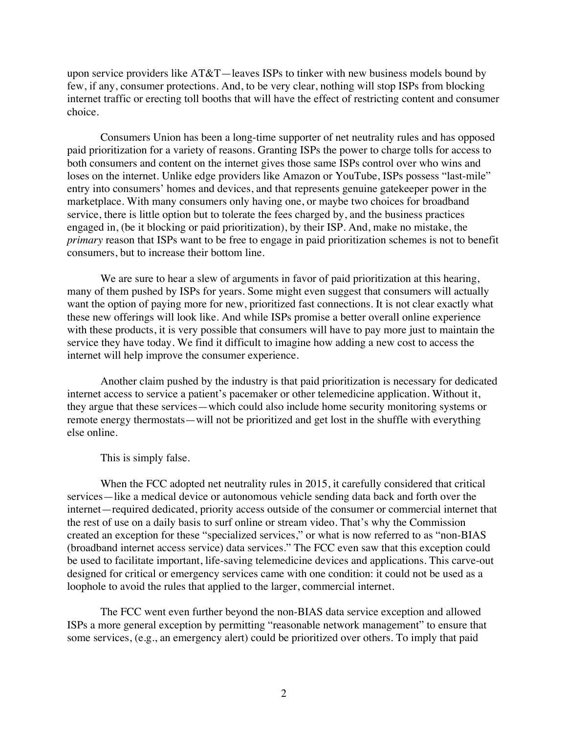upon service providers like AT&T—leaves ISPs to tinker with new business models bound by few, if any, consumer protections. And, to be very clear, nothing will stop ISPs from blocking internet traffic or erecting toll booths that will have the effect of restricting content and consumer choice.

Consumers Union has been a long-time supporter of net neutrality rules and has opposed paid prioritization for a variety of reasons. Granting ISPs the power to charge tolls for access to both consumers and content on the internet gives those same ISPs control over who wins and loses on the internet. Unlike edge providers like Amazon or YouTube, ISPs possess "last-mile" entry into consumers' homes and devices, and that represents genuine gatekeeper power in the marketplace. With many consumers only having one, or maybe two choices for broadband service, there is little option but to tolerate the fees charged by, and the business practices engaged in, (be it blocking or paid prioritization), by their ISP. And, make no mistake, the *primary* reason that ISPs want to be free to engage in paid prioritization schemes is not to benefit consumers, but to increase their bottom line.

We are sure to hear a slew of arguments in favor of paid prioritization at this hearing, many of them pushed by ISPs for years. Some might even suggest that consumers will actually want the option of paying more for new, prioritized fast connections. It is not clear exactly what these new offerings will look like. And while ISPs promise a better overall online experience with these products, it is very possible that consumers will have to pay more just to maintain the service they have today. We find it difficult to imagine how adding a new cost to access the internet will help improve the consumer experience.

Another claim pushed by the industry is that paid prioritization is necessary for dedicated internet access to service a patient's pacemaker or other telemedicine application. Without it, they argue that these services—which could also include home security monitoring systems or remote energy thermostats—will not be prioritized and get lost in the shuffle with everything else online.

This is simply false.

When the FCC adopted net neutrality rules in 2015, it carefully considered that critical services—like a medical device or autonomous vehicle sending data back and forth over the internet—required dedicated, priority access outside of the consumer or commercial internet that the rest of use on a daily basis to surf online or stream video. That's why the Commission created an exception for these "specialized services," or what is now referred to as "non-BIAS (broadband internet access service) data services." The FCC even saw that this exception could be used to facilitate important, life-saving telemedicine devices and applications. This carve-out designed for critical or emergency services came with one condition: it could not be used as a loophole to avoid the rules that applied to the larger, commercial internet.

The FCC went even further beyond the non-BIAS data service exception and allowed ISPs a more general exception by permitting "reasonable network management" to ensure that some services, (e.g., an emergency alert) could be prioritized over others. To imply that paid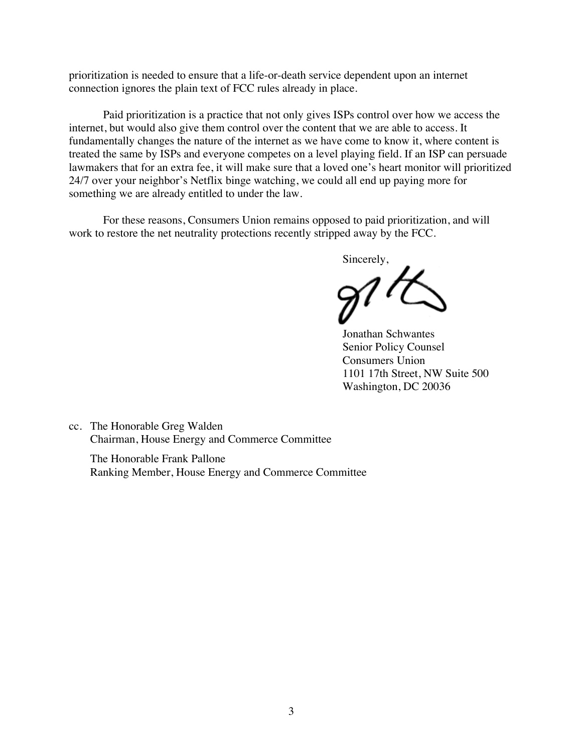prioritization is needed to ensure that a life-or-death service dependent upon an internet connection ignores the plain text of FCC rules already in place.

Paid prioritization is a practice that not only gives ISPs control over how we access the internet, but would also give them control over the content that we are able to access. It fundamentally changes the nature of the internet as we have come to know it, where content is treated the same by ISPs and everyone competes on a level playing field. If an ISP can persuade lawmakers that for an extra fee, it will make sure that a loved one's heart monitor will prioritized 24/7 over your neighbor's Netflix binge watching, we could all end up paying more for something we are already entitled to under the law.

For these reasons, Consumers Union remains opposed to paid prioritization, and will work to restore the net neutrality protections recently stripped away by the FCC.

Sincerely,

Jonathan Schwantes
Senior Policy Counsel
Consumers Union
1101 17th Street, NW Suite 500
Washington, DC 20036

cc. The Honorable Greg Walden
Chairman, House Energy and Commerce Committee

The Honorable Frank Pallone
Ranking Member, House Energy and Commerce Committee